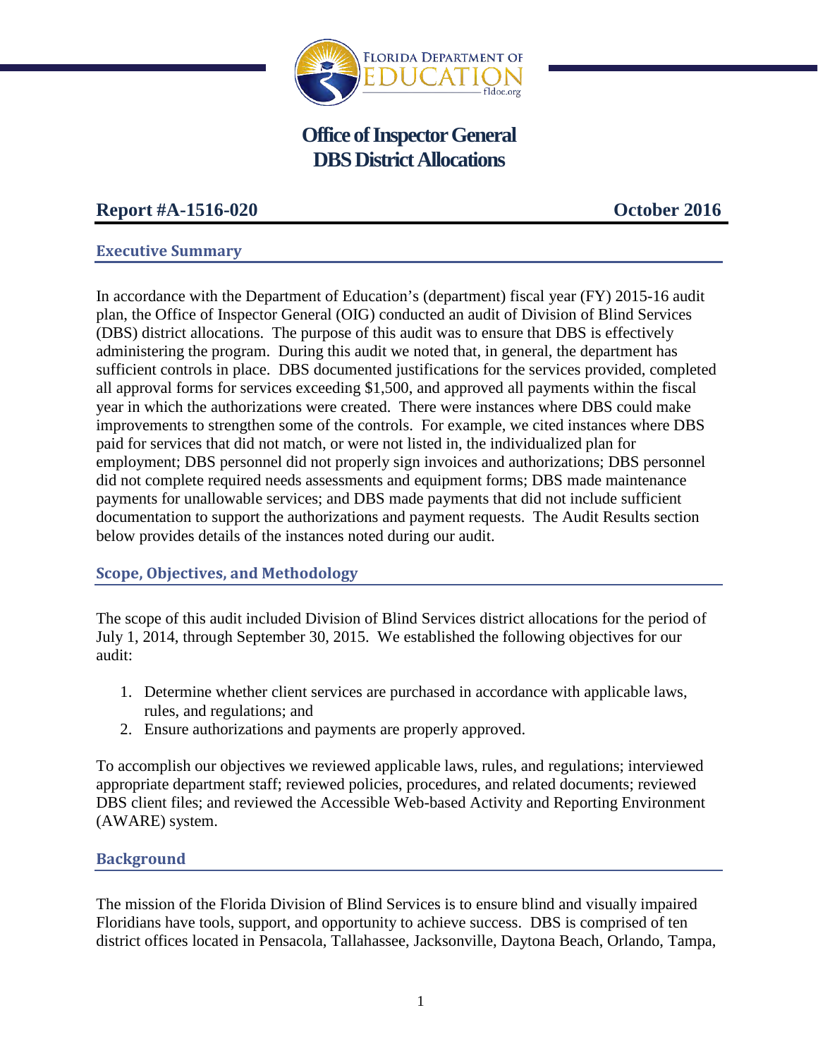# Office of Inspector General
# DBS District Allocations

**Report #A-1516-020** **October 2016**

## Executive Summary

In accordance with the Department of Education's (department) fiscal year (FY) 2015-16 audit plan, the Office of Inspector General (OIG) conducted an audit of Division of Blind Services (DBS) district allocations. The purpose of this audit was to ensure that DBS is effectively administering the program. During this audit we noted that, in general, the department has sufficient controls in place. DBS documented justifications for the services provided, completed all approval forms for services exceeding $1,500, and approved all payments within the fiscal year in which the authorizations were created. There were instances where DBS could make improvements to strengthen some of the controls. For example, we cited instances where DBS paid for services that did not match, or were not listed in, the individualized plan for employment; DBS personnel did not properly sign invoices and authorizations; DBS personnel did not complete required needs assessments and equipment forms; DBS made maintenance payments for unallowable services; and DBS made payments that did not include sufficient documentation to support the authorizations and payment requests. The Audit Results section below provides details of the instances noted during our audit.

## Scope, Objectives, and Methodology

The scope of this audit included Division of Blind Services district allocations for the period of July 1, 2014, through September 30, 2015. We established the following objectives for our audit:

1. Determine whether client services are purchased in accordance with applicable laws, rules, and regulations; and
2. Ensure authorizations and payments are properly approved.

To accomplish our objectives we reviewed applicable laws, rules, and regulations; interviewed appropriate department staff; reviewed policies, procedures, and related documents; reviewed DBS client files; and reviewed the Accessible Web-based Activity and Reporting Environment (AWARE) system.

## Background

The mission of the Florida Division of Blind Services is to ensure blind and visually impaired Floridians have tools, support, and opportunity to achieve success. DBS is comprised of ten district offices located in Pensacola, Tallahassee, Jacksonville, Daytona Beach, Orlando, Tampa,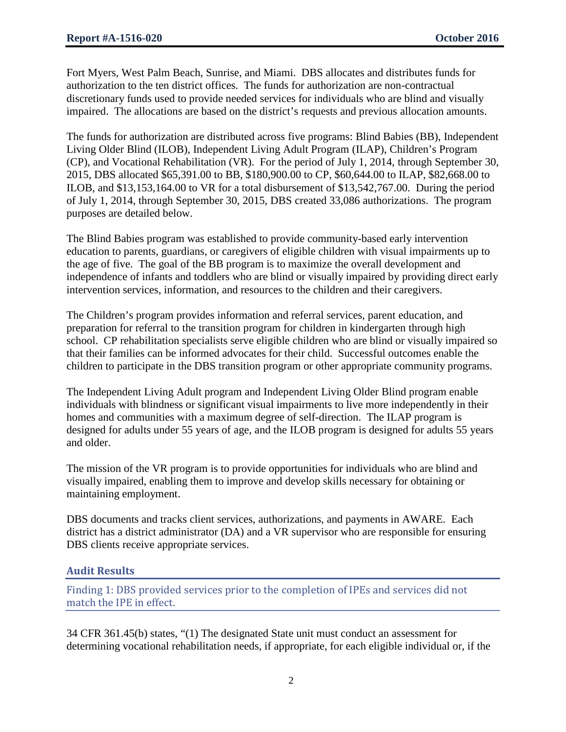Fort Myers, West Palm Beach, Sunrise, and Miami. DBS allocates and distributes funds for authorization to the ten district offices. The funds for authorization are non-contractual discretionary funds used to provide needed services for individuals who are blind and visually impaired. The allocations are based on the district's requests and previous allocation amounts.

The funds for authorization are distributed across five programs: Blind Babies (BB), Independent Living Older Blind (ILOB), Independent Living Adult Program (ILAP), Children's Program (CP), and Vocational Rehabilitation (VR). For the period of July 1, 2014, through September 30, 2015, DBS allocated $65,391.00 to BB, $180,900.00 to CP, $60,644.00 to ILAP, $82,668.00 to ILOB, and $13,153,164.00 to VR for a total disbursement of $13,542,767.00. During the period of July 1, 2014, through September 30, 2015, DBS created 33,086 authorizations. The program purposes are detailed below.

The Blind Babies program was established to provide community-based early intervention education to parents, guardians, or caregivers of eligible children with visual impairments up to the age of five. The goal of the BB program is to maximize the overall development and independence of infants and toddlers who are blind or visually impaired by providing direct early intervention services, information, and resources to the children and their caregivers.

The Children's program provides information and referral services, parent education, and preparation for referral to the transition program for children in kindergarten through high school. CP rehabilitation specialists serve eligible children who are blind or visually impaired so that their families can be informed advocates for their child. Successful outcomes enable the children to participate in the DBS transition program or other appropriate community programs.

The Independent Living Adult program and Independent Living Older Blind program enable individuals with blindness or significant visual impairments to live more independently in their homes and communities with a maximum degree of self-direction. The ILAP program is designed for adults under 55 years of age, and the ILOB program is designed for adults 55 years and older.

The mission of the VR program is to provide opportunities for individuals who are blind and visually impaired, enabling them to improve and develop skills necessary for obtaining or maintaining employment.

DBS documents and tracks client services, authorizations, and payments in AWARE. Each district has a district administrator (DA) and a VR supervisor who are responsible for ensuring DBS clients receive appropriate services.

## Audit Results

### Finding 1: DBS provided services prior to the completion of IPEs and services did not match the IPE in effect.

34 CFR 361.45(b) states, "(1) The designated State unit must conduct an assessment for determining vocational rehabilitation needs, if appropriate, for each eligible individual or, if the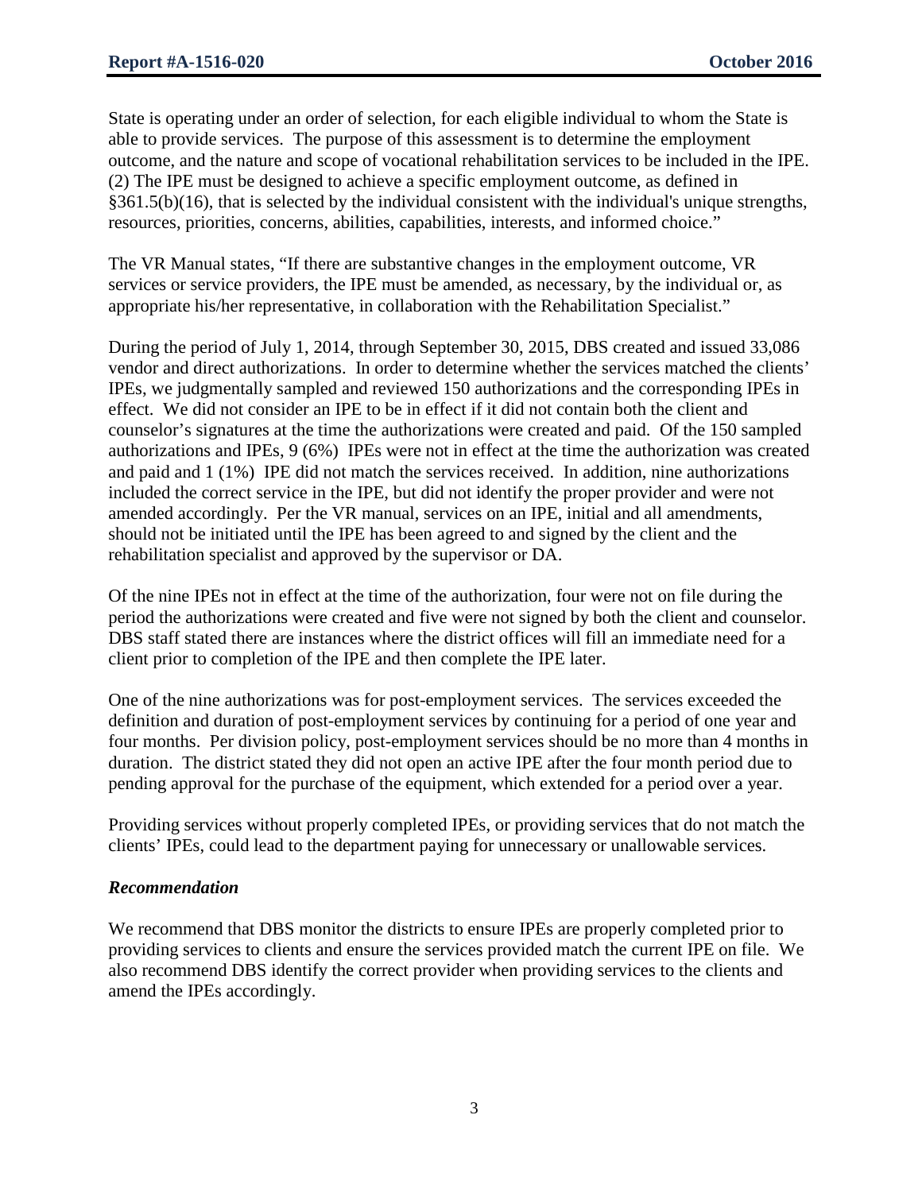State is operating under an order of selection, for each eligible individual to whom the State is able to provide services. The purpose of this assessment is to determine the employment outcome, and the nature and scope of vocational rehabilitation services to be included in the IPE. (2) The IPE must be designed to achieve a specific employment outcome, as defined in §361.5(b)(16), that is selected by the individual consistent with the individual's unique strengths, resources, priorities, concerns, abilities, capabilities, interests, and informed choice."

The VR Manual states, "If there are substantive changes in the employment outcome, VR services or service providers, the IPE must be amended, as necessary, by the individual or, as appropriate his/her representative, in collaboration with the Rehabilitation Specialist."

During the period of July 1, 2014, through September 30, 2015, DBS created and issued 33,086 vendor and direct authorizations. In order to determine whether the services matched the clients' IPEs, we judgmentally sampled and reviewed 150 authorizations and the corresponding IPEs in effect. We did not consider an IPE to be in effect if it did not contain both the client and counselor's signatures at the time the authorizations were created and paid. Of the 150 sampled authorizations and IPEs, 9 (6%) IPEs were not in effect at the time the authorization was created and paid and 1 (1%) IPE did not match the services received. In addition, nine authorizations included the correct service in the IPE, but did not identify the proper provider and were not amended accordingly. Per the VR manual, services on an IPE, initial and all amendments, should not be initiated until the IPE has been agreed to and signed by the client and the rehabilitation specialist and approved by the supervisor or DA.

Of the nine IPEs not in effect at the time of the authorization, four were not on file during the period the authorizations were created and five were not signed by both the client and counselor. DBS staff stated there are instances where the district offices will fill an immediate need for a client prior to completion of the IPE and then complete the IPE later.

One of the nine authorizations was for post-employment services. The services exceeded the definition and duration of post-employment services by continuing for a period of one year and four months. Per division policy, post-employment services should be no more than 4 months in duration. The district stated they did not open an active IPE after the four month period due to pending approval for the purchase of the equipment, which extended for a period over a year.

Providing services without properly completed IPEs, or providing services that do not match the clients' IPEs, could lead to the department paying for unnecessary or unallowable services.

***Recommendation***

We recommend that DBS monitor the districts to ensure IPEs are properly completed prior to providing services to clients and ensure the services provided match the current IPE on file. We also recommend DBS identify the correct provider when providing services to the clients and amend the IPEs accordingly.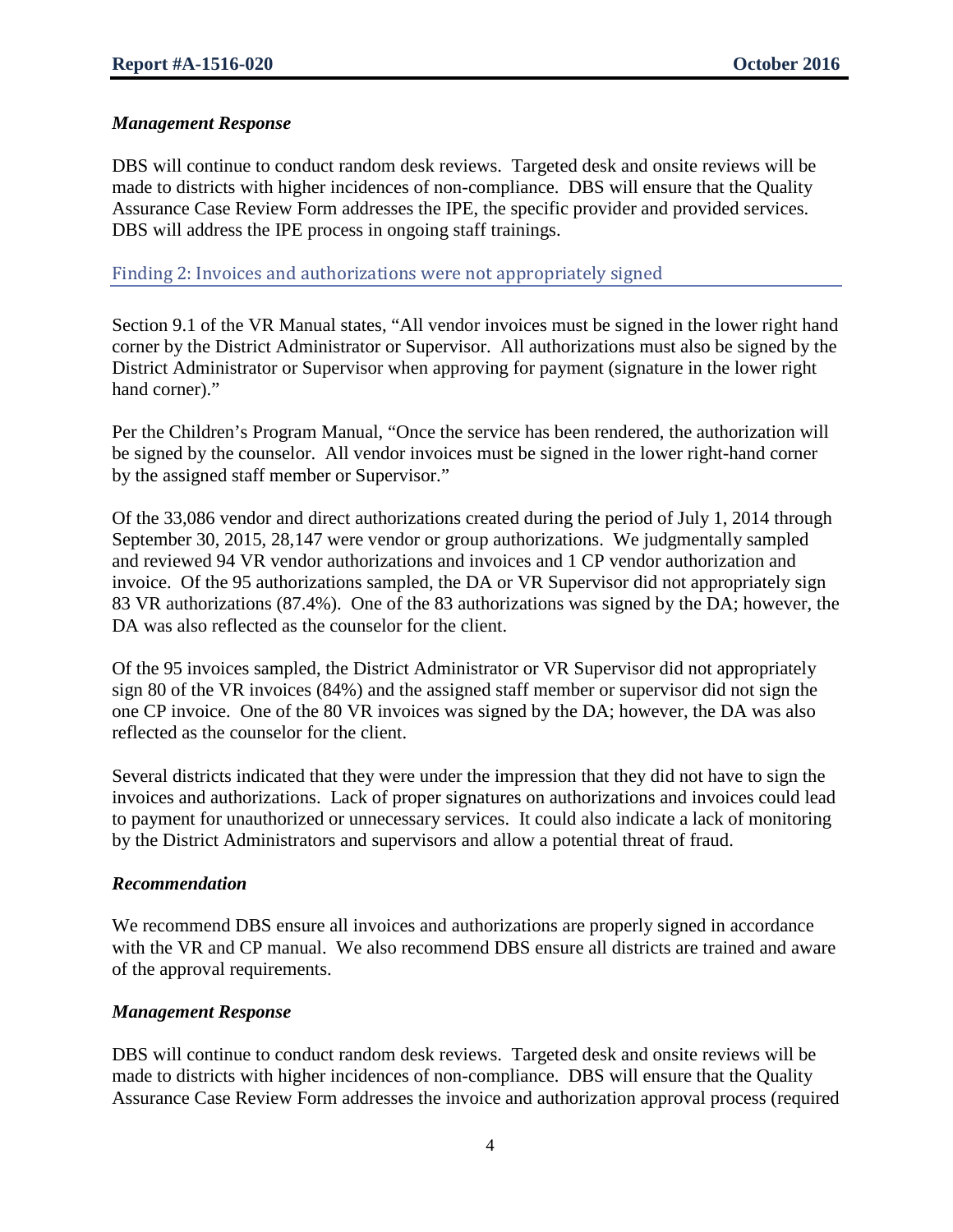### *Management Response*

DBS will continue to conduct random desk reviews. Targeted desk and onsite reviews will be made to districts with higher incidences of non-compliance. DBS will ensure that the Quality Assurance Case Review Form addresses the IPE, the specific provider and provided services. DBS will address the IPE process in ongoing staff trainings.

## Finding 2: Invoices and authorizations were not appropriately signed

Section 9.1 of the VR Manual states, "All vendor invoices must be signed in the lower right hand corner by the District Administrator or Supervisor. All authorizations must also be signed by the District Administrator or Supervisor when approving for payment (signature in the lower right hand corner)."

Per the Children's Program Manual, "Once the service has been rendered, the authorization will be signed by the counselor. All vendor invoices must be signed in the lower right-hand corner by the assigned staff member or Supervisor."

Of the 33,086 vendor and direct authorizations created during the period of July 1, 2014 through September 30, 2015, 28,147 were vendor or group authorizations. We judgmentally sampled and reviewed 94 VR vendor authorizations and invoices and 1 CP vendor authorization and invoice. Of the 95 authorizations sampled, the DA or VR Supervisor did not appropriately sign 83 VR authorizations (87.4%). One of the 83 authorizations was signed by the DA; however, the DA was also reflected as the counselor for the client.

Of the 95 invoices sampled, the District Administrator or VR Supervisor did not appropriately sign 80 of the VR invoices (84%) and the assigned staff member or supervisor did not sign the one CP invoice. One of the 80 VR invoices was signed by the DA; however, the DA was also reflected as the counselor for the client.

Several districts indicated that they were under the impression that they did not have to sign the invoices and authorizations. Lack of proper signatures on authorizations and invoices could lead to payment for unauthorized or unnecessary services. It could also indicate a lack of monitoring by the District Administrators and supervisors and allow a potential threat of fraud.

### *Recommendation*

We recommend DBS ensure all invoices and authorizations are properly signed in accordance with the VR and CP manual. We also recommend DBS ensure all districts are trained and aware of the approval requirements.

### *Management Response*

DBS will continue to conduct random desk reviews. Targeted desk and onsite reviews will be made to districts with higher incidences of non-compliance. DBS will ensure that the Quality Assurance Case Review Form addresses the invoice and authorization approval process (required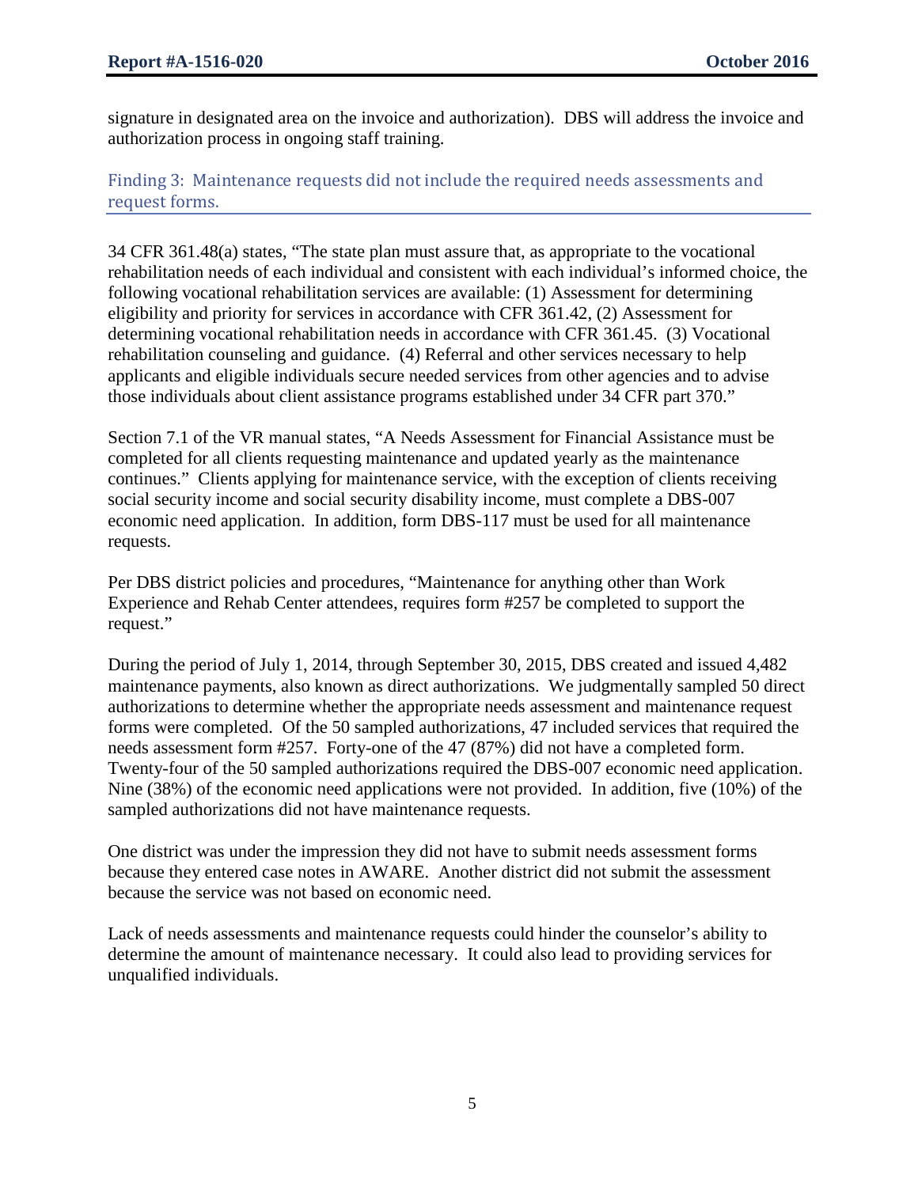signature in designated area on the invoice and authorization). DBS will address the invoice and authorization process in ongoing staff training.

### Finding 3: Maintenance requests did not include the required needs assessments and request forms.

34 CFR 361.48(a) states, "The state plan must assure that, as appropriate to the vocational rehabilitation needs of each individual and consistent with each individual's informed choice, the following vocational rehabilitation services are available: (1) Assessment for determining eligibility and priority for services in accordance with CFR 361.42, (2) Assessment for determining vocational rehabilitation needs in accordance with CFR 361.45. (3) Vocational rehabilitation counseling and guidance. (4) Referral and other services necessary to help applicants and eligible individuals secure needed services from other agencies and to advise those individuals about client assistance programs established under 34 CFR part 370."

Section 7.1 of the VR manual states, "A Needs Assessment for Financial Assistance must be completed for all clients requesting maintenance and updated yearly as the maintenance continues." Clients applying for maintenance service, with the exception of clients receiving social security income and social security disability income, must complete a DBS-007 economic need application. In addition, form DBS-117 must be used for all maintenance requests.

Per DBS district policies and procedures, "Maintenance for anything other than Work Experience and Rehab Center attendees, requires form #257 be completed to support the request."

During the period of July 1, 2014, through September 30, 2015, DBS created and issued 4,482 maintenance payments, also known as direct authorizations. We judgmentally sampled 50 direct authorizations to determine whether the appropriate needs assessment and maintenance request forms were completed. Of the 50 sampled authorizations, 47 included services that required the needs assessment form #257. Forty-one of the 47 (87%) did not have a completed form. Twenty-four of the 50 sampled authorizations required the DBS-007 economic need application. Nine (38%) of the economic need applications were not provided. In addition, five (10%) of the sampled authorizations did not have maintenance requests.

One district was under the impression they did not have to submit needs assessment forms because they entered case notes in AWARE. Another district did not submit the assessment because the service was not based on economic need.

Lack of needs assessments and maintenance requests could hinder the counselor's ability to determine the amount of maintenance necessary. It could also lead to providing services for unqualified individuals.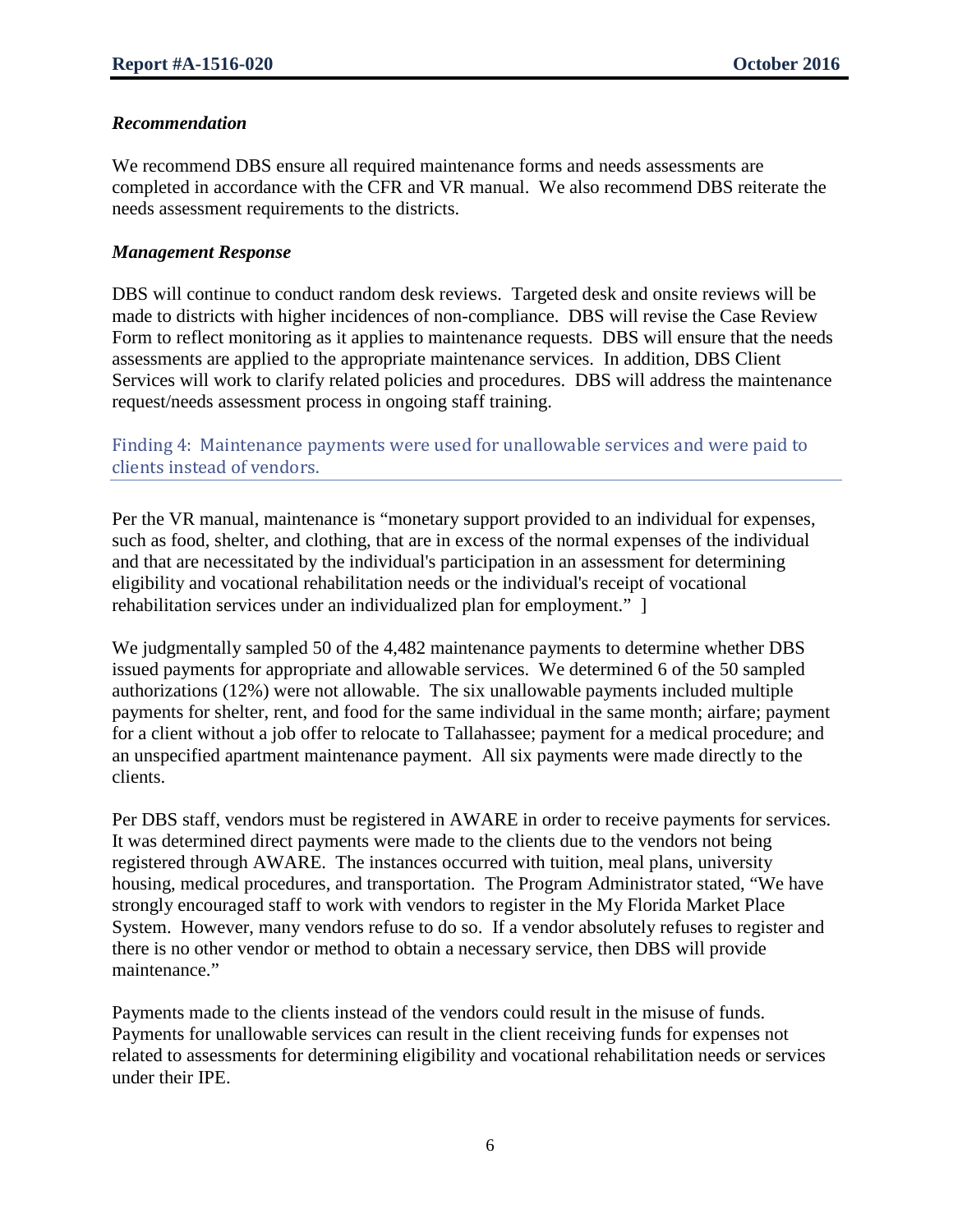### *Recommendation*

We recommend DBS ensure all required maintenance forms and needs assessments are completed in accordance with the CFR and VR manual. We also recommend DBS reiterate the needs assessment requirements to the districts.

### *Management Response*

DBS will continue to conduct random desk reviews. Targeted desk and onsite reviews will be made to districts with higher incidences of non-compliance. DBS will revise the Case Review Form to reflect monitoring as it applies to maintenance requests. DBS will ensure that the needs assessments are applied to the appropriate maintenance services. In addition, DBS Client Services will work to clarify related policies and procedures. DBS will address the maintenance request/needs assessment process in ongoing staff training.

## Finding 4: Maintenance payments were used for unallowable services and were paid to clients instead of vendors.

Per the VR manual, maintenance is "monetary support provided to an individual for expenses, such as food, shelter, and clothing, that are in excess of the normal expenses of the individual and that are necessitated by the individual's participation in an assessment for determining eligibility and vocational rehabilitation needs or the individual's receipt of vocational rehabilitation services under an individualized plan for employment." ]

We judgmentally sampled 50 of the 4,482 maintenance payments to determine whether DBS issued payments for appropriate and allowable services. We determined 6 of the 50 sampled authorizations (12%) were not allowable. The six unallowable payments included multiple payments for shelter, rent, and food for the same individual in the same month; airfare; payment for a client without a job offer to relocate to Tallahassee; payment for a medical procedure; and an unspecified apartment maintenance payment. All six payments were made directly to the clients.

Per DBS staff, vendors must be registered in AWARE in order to receive payments for services. It was determined direct payments were made to the clients due to the vendors not being registered through AWARE. The instances occurred with tuition, meal plans, university housing, medical procedures, and transportation. The Program Administrator stated, "We have strongly encouraged staff to work with vendors to register in the My Florida Market Place System. However, many vendors refuse to do so. If a vendor absolutely refuses to register and there is no other vendor or method to obtain a necessary service, then DBS will provide maintenance."

Payments made to the clients instead of the vendors could result in the misuse of funds. Payments for unallowable services can result in the client receiving funds for expenses not related to assessments for determining eligibility and vocational rehabilitation needs or services under their IPE.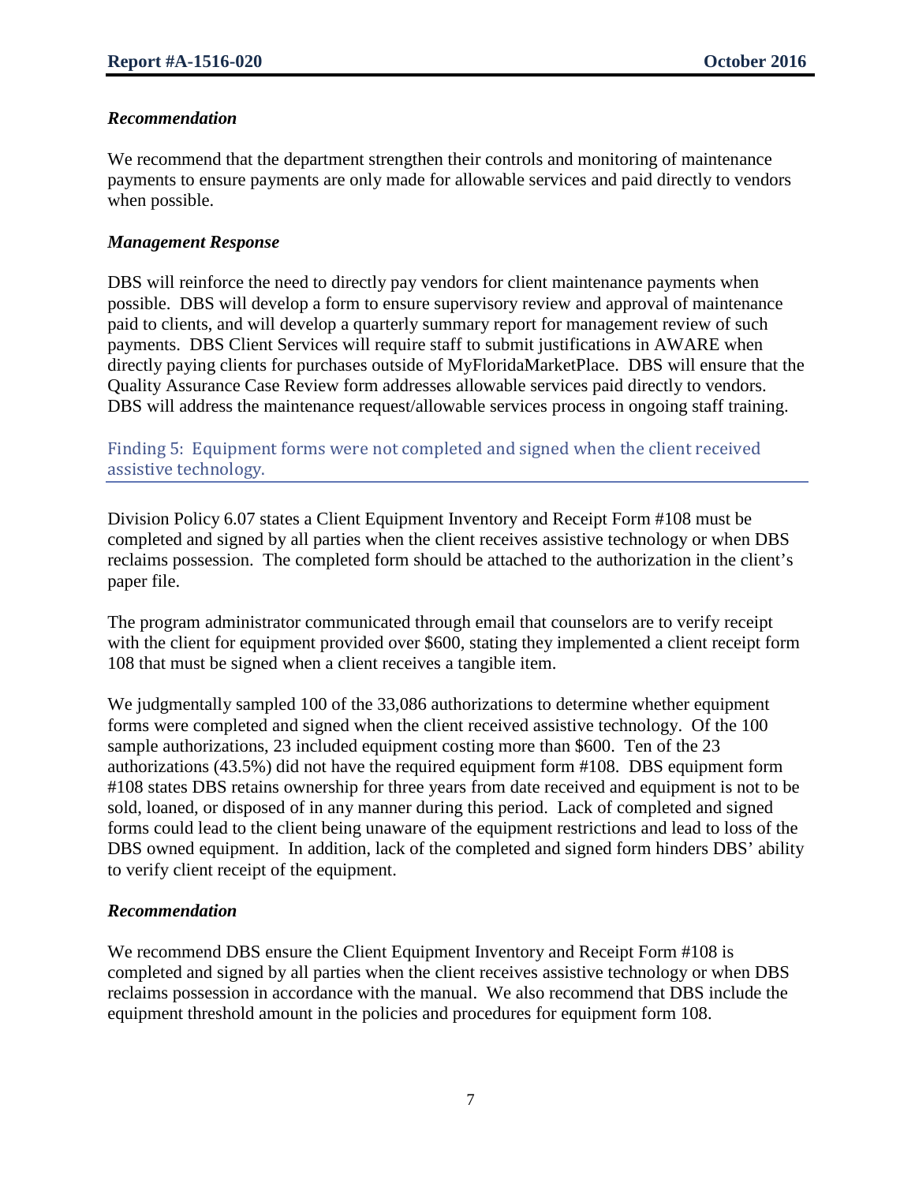### *Recommendation*

We recommend that the department strengthen their controls and monitoring of maintenance payments to ensure payments are only made for allowable services and paid directly to vendors when possible.

### *Management Response*

DBS will reinforce the need to directly pay vendors for client maintenance payments when possible. DBS will develop a form to ensure supervisory review and approval of maintenance paid to clients, and will develop a quarterly summary report for management review of such payments. DBS Client Services will require staff to submit justifications in AWARE when directly paying clients for purchases outside of MyFloridaMarketPlace. DBS will ensure that the Quality Assurance Case Review form addresses allowable services paid directly to vendors. DBS will address the maintenance request/allowable services process in ongoing staff training.

## Finding 5: Equipment forms were not completed and signed when the client received assistive technology.

Division Policy 6.07 states a Client Equipment Inventory and Receipt Form #108 must be completed and signed by all parties when the client receives assistive technology or when DBS reclaims possession. The completed form should be attached to the authorization in the client's paper file.

The program administrator communicated through email that counselors are to verify receipt with the client for equipment provided over $600, stating they implemented a client receipt form 108 that must be signed when a client receives a tangible item.

We judgmentally sampled 100 of the 33,086 authorizations to determine whether equipment forms were completed and signed when the client received assistive technology. Of the 100 sample authorizations, 23 included equipment costing more than $600. Ten of the 23 authorizations (43.5%) did not have the required equipment form #108. DBS equipment form #108 states DBS retains ownership for three years from date received and equipment is not to be sold, loaned, or disposed of in any manner during this period. Lack of completed and signed forms could lead to the client being unaware of the equipment restrictions and lead to loss of the DBS owned equipment. In addition, lack of the completed and signed form hinders DBS' ability to verify client receipt of the equipment.

### *Recommendation*

We recommend DBS ensure the Client Equipment Inventory and Receipt Form #108 is completed and signed by all parties when the client receives assistive technology or when DBS reclaims possession in accordance with the manual. We also recommend that DBS include the equipment threshold amount in the policies and procedures for equipment form 108.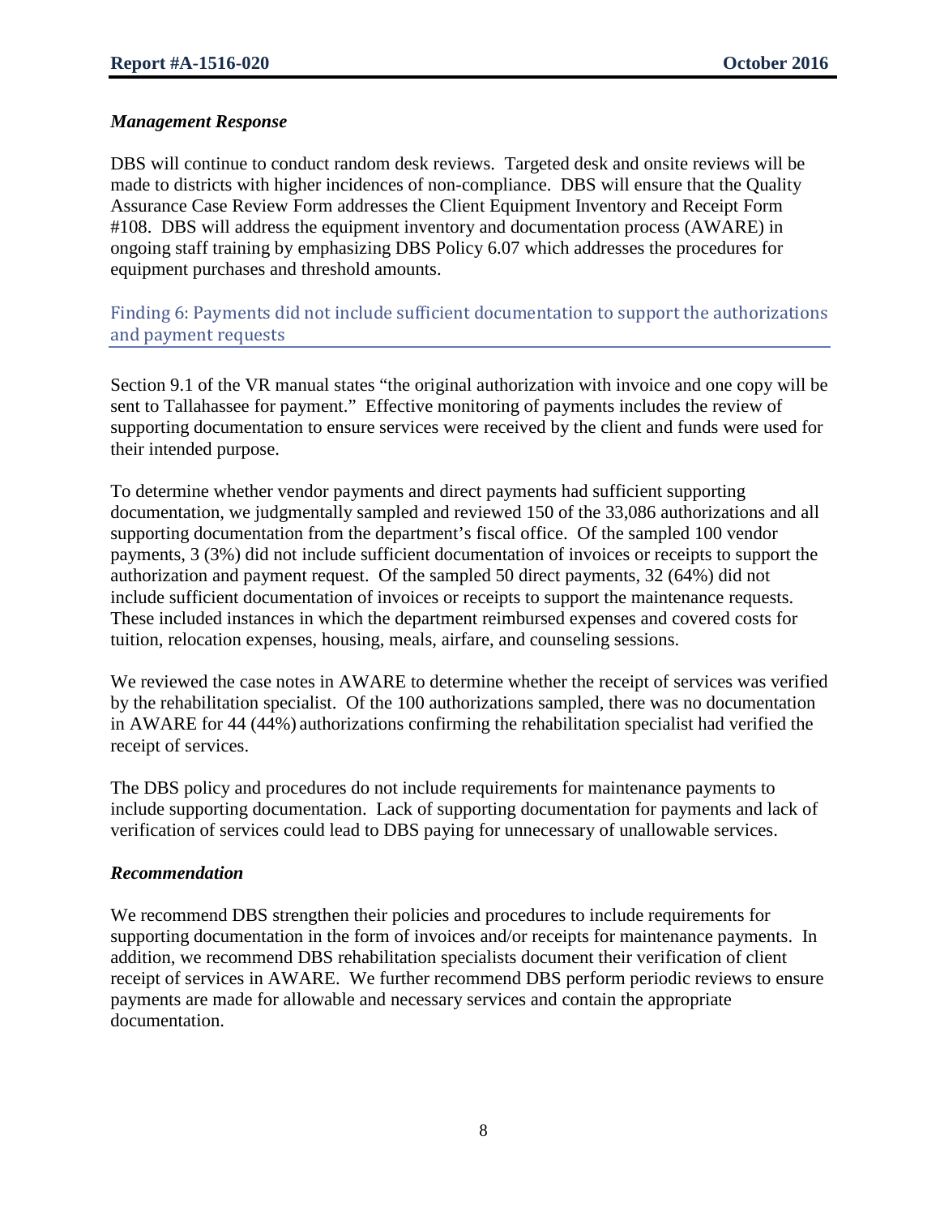### *Management Response*

DBS will continue to conduct random desk reviews. Targeted desk and onsite reviews will be made to districts with higher incidences of non-compliance. DBS will ensure that the Quality Assurance Case Review Form addresses the Client Equipment Inventory and Receipt Form #108. DBS will address the equipment inventory and documentation process (AWARE) in ongoing staff training by emphasizing DBS Policy 6.07 which addresses the procedures for equipment purchases and threshold amounts.

## Finding 6: Payments did not include sufficient documentation to support the authorizations and payment requests

Section 9.1 of the VR manual states "the original authorization with invoice and one copy will be sent to Tallahassee for payment." Effective monitoring of payments includes the review of supporting documentation to ensure services were received by the client and funds were used for their intended purpose.

To determine whether vendor payments and direct payments had sufficient supporting documentation, we judgmentally sampled and reviewed 150 of the 33,086 authorizations and all supporting documentation from the department's fiscal office. Of the sampled 100 vendor payments, 3 (3%) did not include sufficient documentation of invoices or receipts to support the authorization and payment request. Of the sampled 50 direct payments, 32 (64%) did not include sufficient documentation of invoices or receipts to support the maintenance requests. These included instances in which the department reimbursed expenses and covered costs for tuition, relocation expenses, housing, meals, airfare, and counseling sessions.

We reviewed the case notes in AWARE to determine whether the receipt of services was verified by the rehabilitation specialist. Of the 100 authorizations sampled, there was no documentation in AWARE for 44 (44%) authorizations confirming the rehabilitation specialist had verified the receipt of services.

The DBS policy and procedures do not include requirements for maintenance payments to include supporting documentation. Lack of supporting documentation for payments and lack of verification of services could lead to DBS paying for unnecessary of unallowable services.

### *Recommendation*

We recommend DBS strengthen their policies and procedures to include requirements for supporting documentation in the form of invoices and/or receipts for maintenance payments. In addition, we recommend DBS rehabilitation specialists document their verification of client receipt of services in AWARE. We further recommend DBS perform periodic reviews to ensure payments are made for allowable and necessary services and contain the appropriate documentation.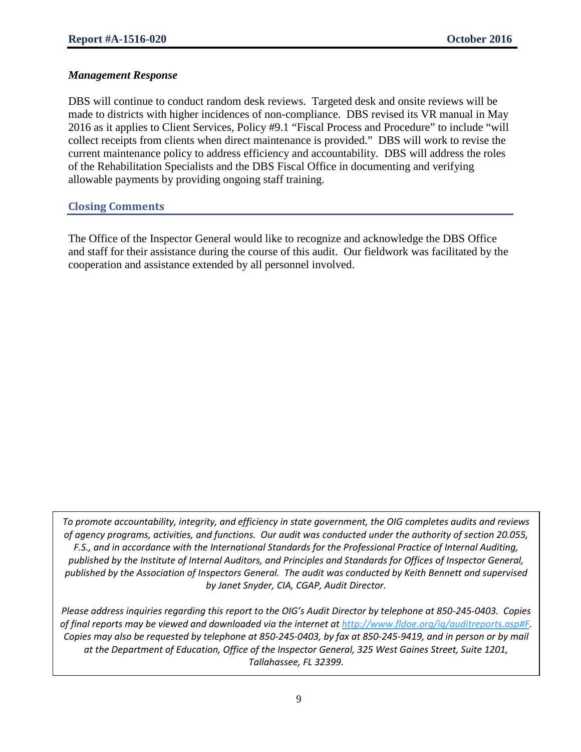*Management Response*

DBS will continue to conduct random desk reviews. Targeted desk and onsite reviews will be made to districts with higher incidences of non-compliance. DBS revised its VR manual in May 2016 as it applies to Client Services, Policy #9.1 "Fiscal Process and Procedure" to include "will collect receipts from clients when direct maintenance is provided." DBS will work to revise the current maintenance policy to address efficiency and accountability. DBS will address the roles of the Rehabilitation Specialists and the DBS Fiscal Office in documenting and verifying allowable payments by providing ongoing staff training.

## Closing Comments

The Office of the Inspector General would like to recognize and acknowledge the DBS Office and staff for their assistance during the course of this audit. Our fieldwork was facilitated by the cooperation and assistance extended by all personnel involved.

*To promote accountability, integrity, and efficiency in state government, the OIG completes audits and reviews of agency programs, activities, and functions. Our audit was conducted under the authority of section 20.055, F.S., and in accordance with the International Standards for the Professional Practice of Internal Auditing, published by the Institute of Internal Auditors, and Principles and Standards for Offices of Inspector General, published by the Association of Inspectors General. The audit was conducted by Keith Bennett and supervised by Janet Snyder, CIA, CGAP, Audit Director.*

*Please address inquiries regarding this report to the OIG's Audit Director by telephone at 850-245-0403. Copies of final reports may be viewed and downloaded via the internet at [http://www.fldoe.org/ig/auditreports.asp#F](http://www.fldoe.org/ig/auditreports.asp#F). Copies may also be requested by telephone at 850-245-0403, by fax at 850-245-9419, and in person or by mail at the Department of Education, Office of the Inspector General, 325 West Gaines Street, Suite 1201, Tallahassee, FL 32399.*